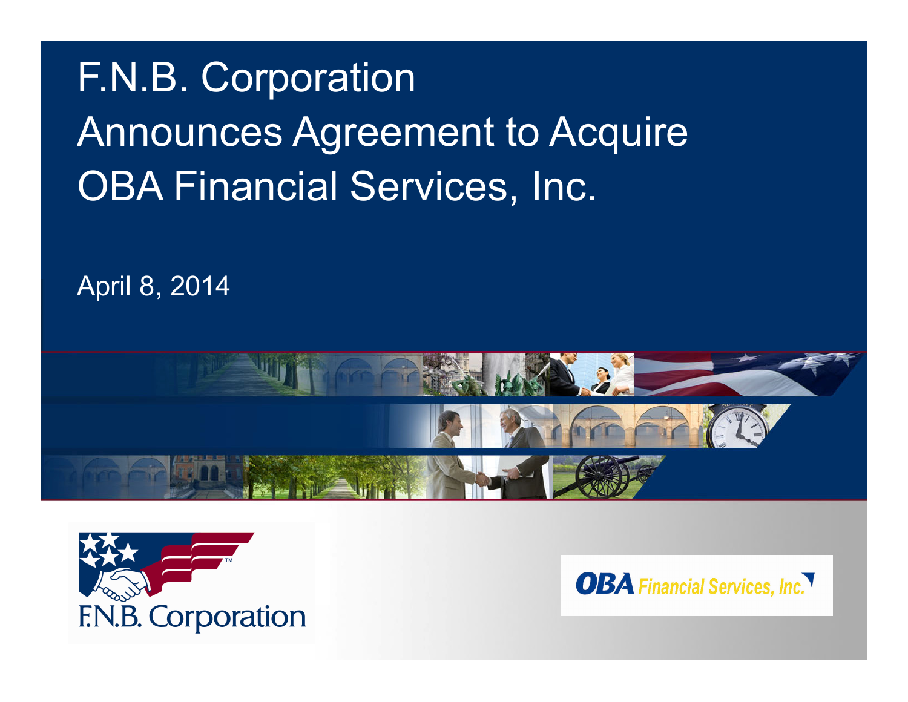# F.N.B. Corporation Announces Agreement to Acquire OBA Financial Services, Inc.

April 8, 2014

F.N.B. Corporation

OBA Financial Services, Inc.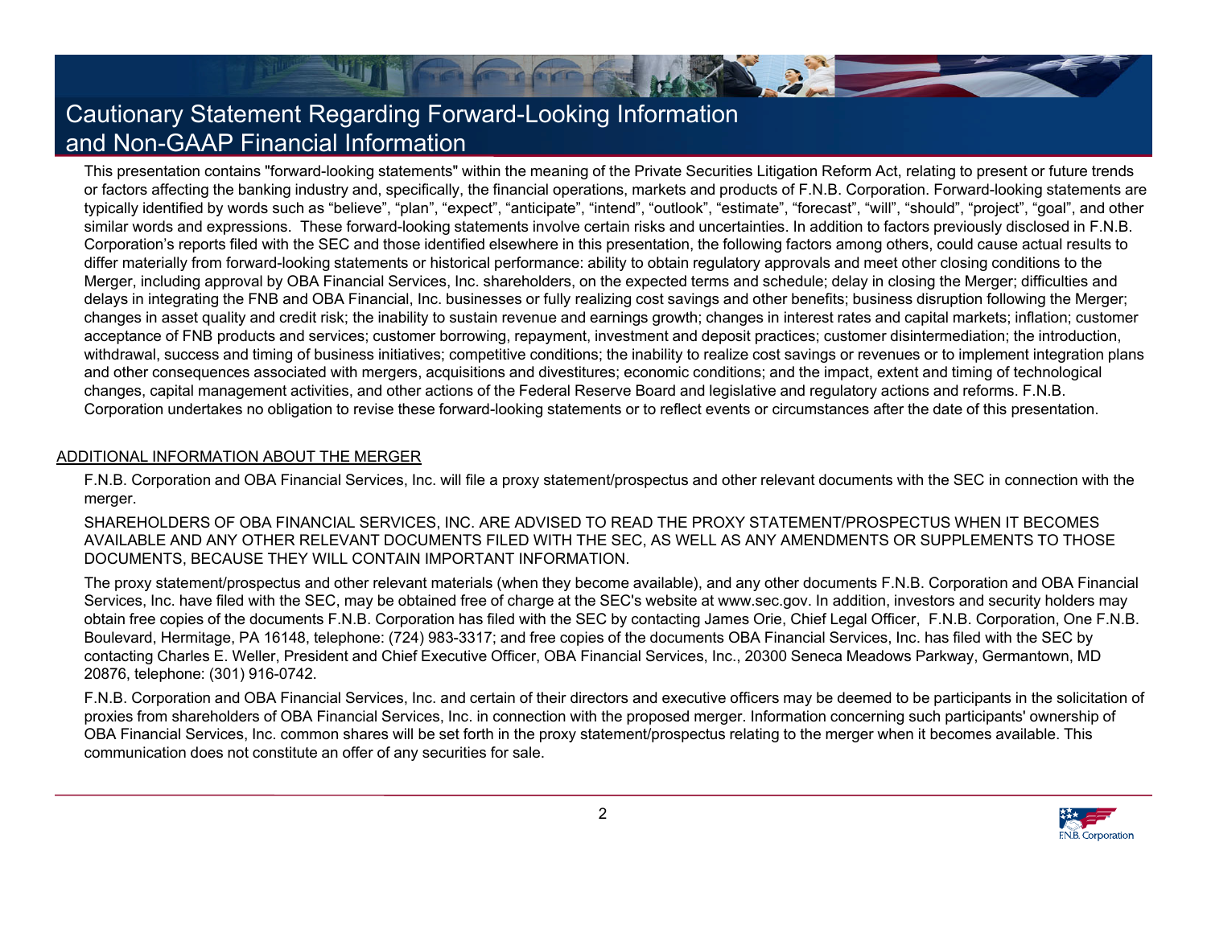# Cautionary Statement Regarding Forward-Looking Information and Non-GAAP Financial Information

This presentation contains "forward-looking statements" within the meaning of the Private Securities Litigation Reform Act, relating to present or future trends or factors affecting the banking industry and, specifically, the financial operations, markets and products of F.N.B. Corporation. Forward-looking statements are typically identified by words such as “believe”, “plan”, “expect”, “anticipate”, “intend”, “outlook”, “estimate”, “forecast”, “will”, “should”, “project”, “goal”, and other similar words and expressions. These forward-looking statements involve certain risks and uncertainties. In addition to factors previously disclosed in F.N.B. Corporation’s reports filed with the SEC and those identified elsewhere in this presentation, the following factors among others, could cause actual results to differ materially from forward-looking statements or historical performance: ability to obtain regulatory approvals and meet other closing conditions to the Merger, including approval by OBA Financial Services, Inc. shareholders, on the expected terms and schedule; delay in closing the Merger; difficulties and delays in integrating the FNB and OBA Financial, Inc. businesses or fully realizing cost savings and other benefits; business disruption following the Merger; changes in asset quality and credit risk; the inability to sustain revenue and earnings growth; changes in interest rates and capital markets; inflation; customer acceptance of FNB products and services; customer borrowing, repayment, investment and deposit practices; customer disintermediation; the introduction, withdrawal, success and timing of business initiatives; competitive conditions; the inability to realize cost savings or revenues or to implement integration plans and other consequences associated with mergers, acquisitions and divestitures; economic conditions; and the impact, extent and timing of technological changes, capital management activities, and other actions of the Federal Reserve Board and legislative and regulatory actions and reforms. F.N.B. Corporation undertakes no obligation to revise these forward-looking statements or to reflect events or circumstances after the date of this presentation.

ADDITIONAL INFORMATION ABOUT THE MERGER

F.N.B. Corporation and OBA Financial Services, Inc. will file a proxy statement/prospectus and other relevant documents with the SEC in connection with the merger.

SHAREHOLDERS OF OBA FINANCIAL SERVICES, INC. ARE ADVISED TO READ THE PROXY STATEMENT/PROSPECTUS WHEN IT BECOMES AVAILABLE AND ANY OTHER RELEVANT DOCUMENTS FILED WITH THE SEC, AS WELL AS ANY AMENDMENTS OR SUPPLEMENTS TO THOSE DOCUMENTS, BECAUSE THEY WILL CONTAIN IMPORTANT INFORMATION.

The proxy statement/prospectus and other relevant materials (when they become available), and any other documents F.N.B. Corporation and OBA Financial Services, Inc. have filed with the SEC, may be obtained free of charge at the SEC's website at www.sec.gov. In addition, investors and security holders may obtain free copies of the documents F.N.B. Corporation has filed with the SEC by contacting James Orie, Chief Legal Officer, F.N.B. Corporation, One F.N.B. Boulevard, Hermitage, PA 16148, telephone: (724) 983-3317; and free copies of the documents OBA Financial Services, Inc. has filed with the SEC by contacting Charles E. Weller, President and Chief Executive Officer, OBA Financial Services, Inc., 20300 Seneca Meadows Parkway, Germantown, MD 20876, telephone: (301) 916-0742.

F.N.B. Corporation and OBA Financial Services, Inc. and certain of their directors and executive officers may be deemed to be participants in the solicitation of proxies from shareholders of OBA Financial Services, Inc. in connection with the proposed merger. Information concerning such participants' ownership of OBA Financial Services, Inc. common shares will be set forth in the proxy statement/prospectus relating to the merger when it becomes available. This communication does not constitute an offer of any securities for sale.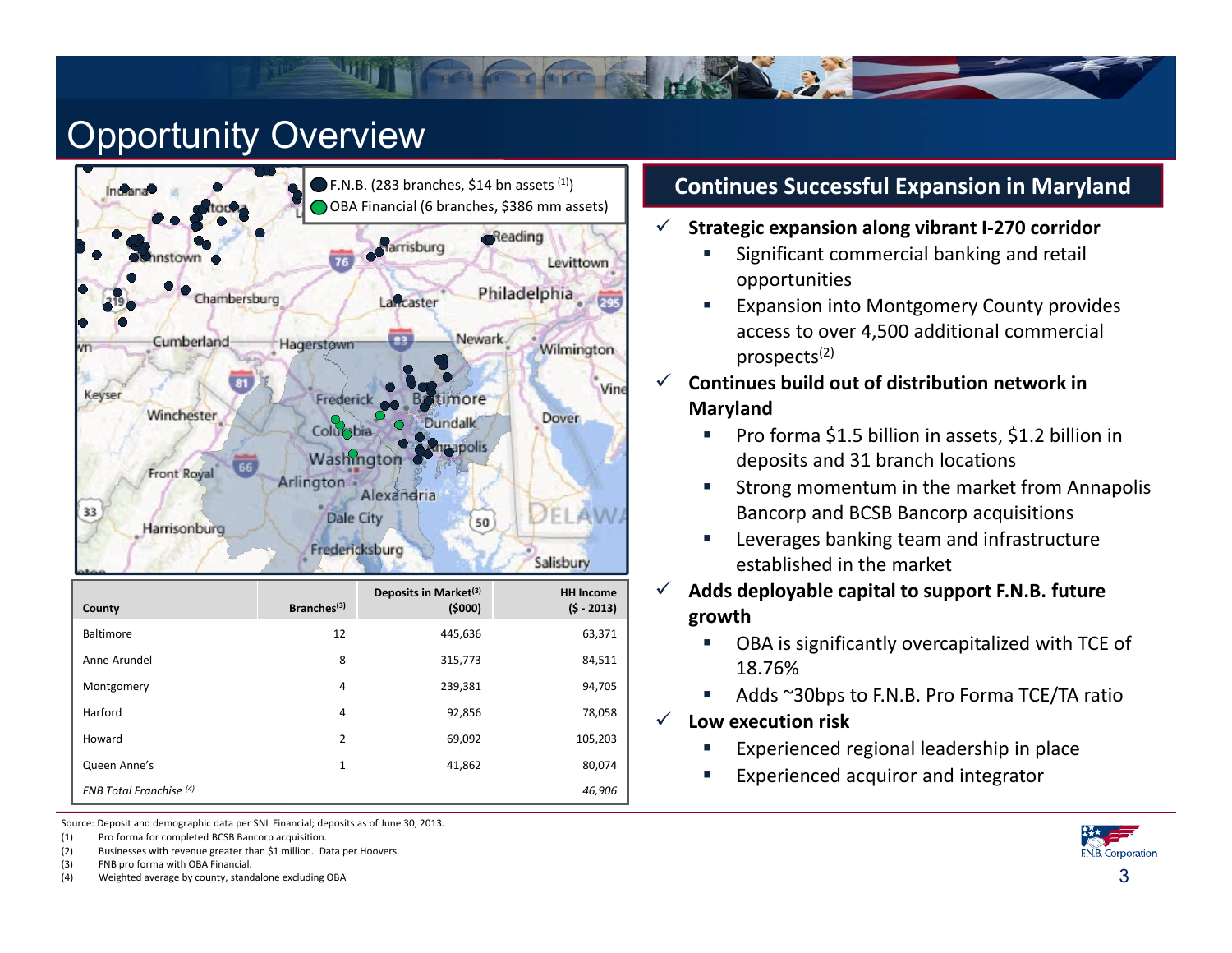# Opportunity Overview

F.N.B. (283 branches, $14 bn assets [1])
OBA Financial (6 branches, $386 mm assets)

| County | Branches[3] | Deposits in Market[3] ($000) | HH Income ($ - 2013) |
|---|---|---|---|
| Baltimore | 12 | 445,636 | 63,371 |
| Anne Arundel | 8 | 315,773 | 84,511 |
| Montgomery | 4 | 239,381 | 94,705 |
| Harford | 4 | 92,856 | 78,058 |
| Howard | 2 | 69,092 | 105,203 |
| Queen Anne's | 1 | 41,862 | 80,074 |
| *FNB Total Franchise [4]* | | | *46,906* |

## Continues Successful Expansion in Maryland

- **Strategic expansion along vibrant I-270 corridor**
  - Significant commercial banking and retail opportunities
  - Expansion into Montgomery County provides access to over 4,500 additional commercial prospects[2]
- **Continues build out of distribution network in Maryland**
  - Pro forma $1.5 billion in assets, $1.2 billion in deposits and 31 branch locations
  - Strong momentum in the market from Annapolis Bancorp and BCSB Bancorp acquisitions
  - Leverages banking team and infrastructure established in the market
- **Adds deployable capital to support F.N.B. future growth**
  - OBA is significantly overcapitalized with TCE of 18.76%
  - Adds ~30bps to F.N.B. Pro Forma TCE/TA ratio
- **Low execution risk**
  - Experienced regional leadership in place
  - Experienced acquiror and integrator

Source: Deposit and demographic data per SNL Financial; deposits as of June 30, 2013.

(1) Pro forma for completed BCSB Bancorp acquisition.
(2) Businesses with revenue greater than $1 million. Data per Hoovers.
(3) FNB pro forma with OBA Financial.
(4) Weighted average by county, standalone excluding OBA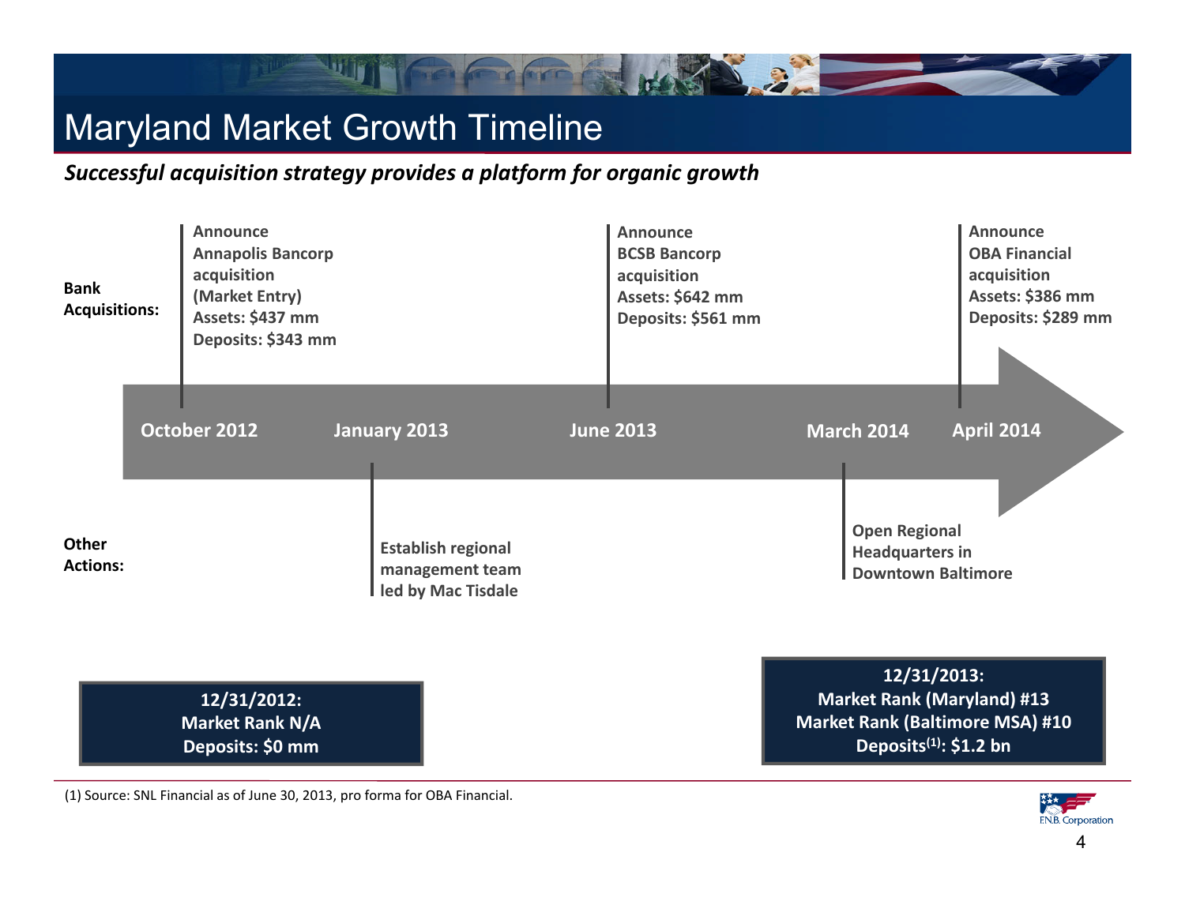# Maryland Market Growth Timeline

***Successful acquisition strategy provides a platform for organic growth***

**Bank Acquisitions:**

- **October 2012** — **Announce Annapolis Bancorp acquisition (Market Entry)**
  **Assets: $437 mm**
  **Deposits: $343 mm**
- **June 2013** — **Announce BCSB Bancorp acquisition**
  **Assets: $642 mm**
  **Deposits: $561 mm**
- **April 2014** — **Announce OBA Financial acquisition**
  **Assets: $386 mm**
  **Deposits: $289 mm**

**Other Actions:**

- **January 2013** — **Establish regional management team led by Mac Tisdale**
- **March 2014** — **Open Regional Headquarters in Downtown Baltimore**

**12/31/2012:**
**Market Rank N/A**
**Deposits: $0 mm**

**12/31/2013:**
**Market Rank (Maryland) #13**
**Market Rank (Baltimore MSA) #10**
**Deposits[(1)]: $1.2 bn**

(1) Source: SNL Financial as of June 30, 2013, pro forma for OBA Financial.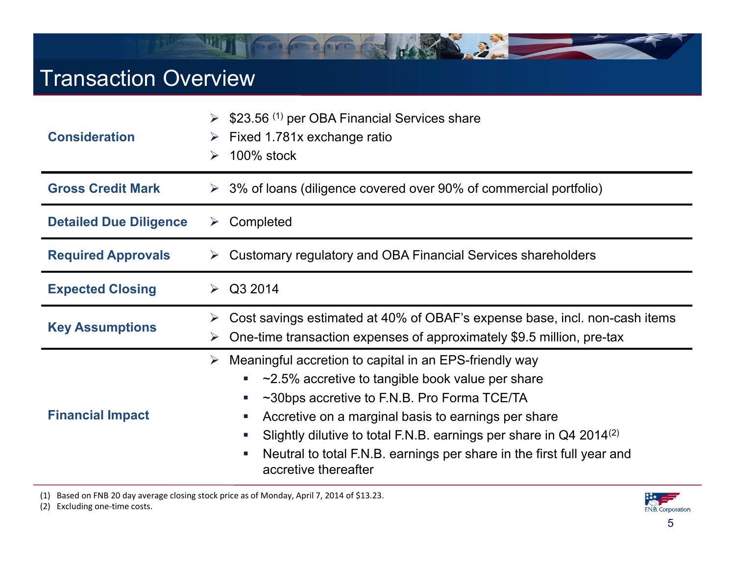# Transaction Overview

| | |
|---|---|
| **Consideration** | ➢ $23.56 [1] per OBA Financial Services share<br>➢ Fixed 1.781x exchange ratio<br>➢ 100% stock |
| **Gross Credit Mark** | ➢ 3% of loans (diligence covered over 90% of commercial portfolio) |
| **Detailed Due Diligence** | ➢ Completed |
| **Required Approvals** | ➢ Customary regulatory and OBA Financial Services shareholders |
| **Expected Closing** | ➢ Q3 2014 |
| **Key Assumptions** | ➢ Cost savings estimated at 40% of OBAF's expense base, incl. non-cash items<br>➢ One-time transaction expenses of approximately $9.5 million, pre-tax |
| **Financial Impact** | ➢ Meaningful accretion to capital in an EPS-friendly way<br>▪ ~2.5% accretive to tangible book value per share<br>▪ ~30bps accretive to F.N.B. Pro Forma TCE/TA<br>▪ Accretive on a marginal basis to earnings per share<br>▪ Slightly dilutive to total F.N.B. earnings per share in Q4 2014[2]<br>▪ Neutral to total F.N.B. earnings per share in the first full year and accretive thereafter |

(1) Based on FNB 20 day average closing stock price as of Monday, April 7, 2014 of $13.23.
(2) Excluding one-time costs.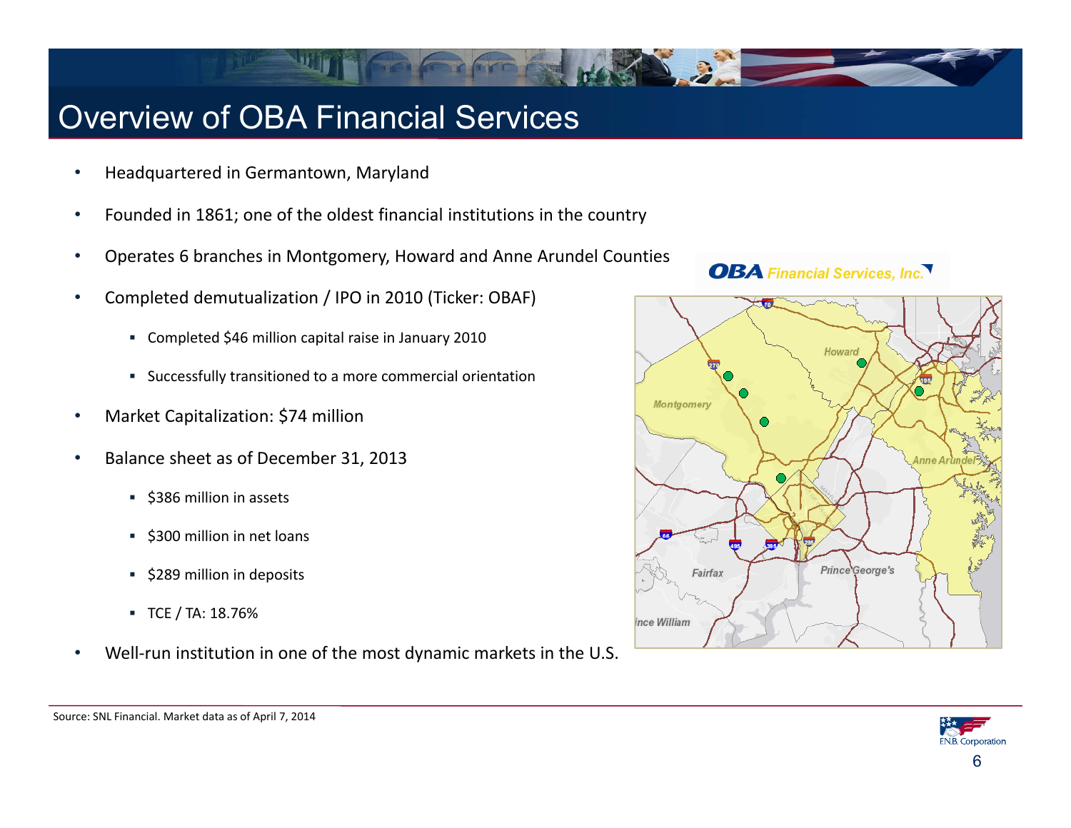# Overview of OBA Financial Services

- Headquartered in Germantown, Maryland
- Founded in 1861; one of the oldest financial institutions in the country
- Operates 6 branches in Montgomery, Howard and Anne Arundel Counties
- Completed demutualization / IPO in 2010 (Ticker: OBAF)
  - Completed $46 million capital raise in January 2010
  - Successfully transitioned to a more commercial orientation
- Market Capitalization: $74 million
- Balance sheet as of December 31, 2013
  - $386 million in assets
  - $300 million in net loans
  - $289 million in deposits
  - TCE / TA: 18.76%
- Well-run institution in one of the most dynamic markets in the U.S.

OBA Financial Services, Inc.

Howard

Montgomery

Anne Arundel

Fairfax

Prince George's

ince William

Source: SNL Financial. Market data as of April 7, 2014